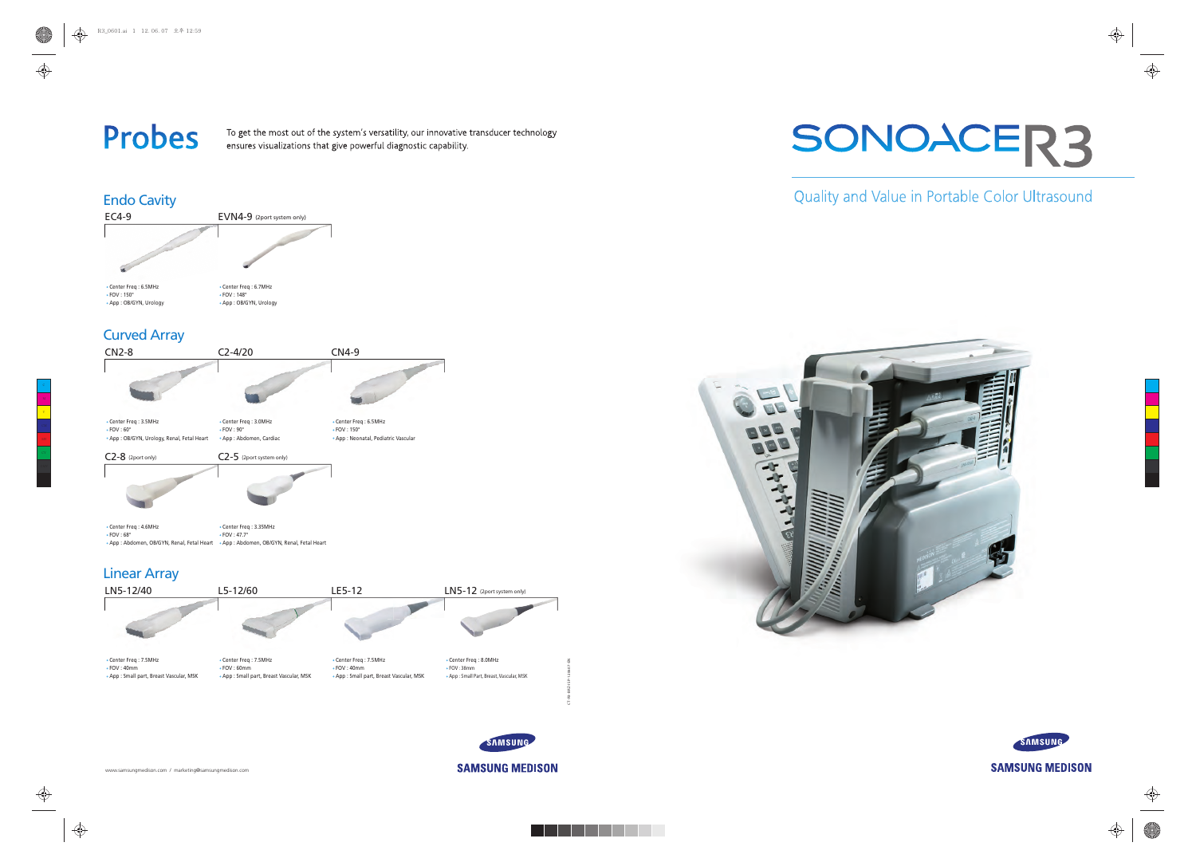# Probes

To get the most out of the system's versatility, our innovative transducer technology ensures visualizations that give powerful diagnostic capability.

## Endo Cavity

### EC4-9

- Center Freq : 6.5MHz
- FOV : 150°
- App : OB/GYN, Urology

### EVN4-9 (2port system only)

- Center Freq : 6.7MHz
- FOV : 148°
- App : OB/GYN, Urology

## Curved Array

### CN2-8

- Center Freq : 3.5MHz
- FOV : 60°
- App : OB/GYN, Urology, Renal, Fetal Heart

### C2-4/20

- Center Freq : 3.0MHz
- FOV : 90°
- App : Abdomen, Cardiac

### CN4-9

- Center Freq : 6.5MHz
- FOV : 150°
- App : Neonatal, Pediatric Vascular

### C2-8 (2port only)

- Center Freq : 4.6MHz
- FOV : 68°
- App : Abdomen, OB/GYN, Renal, Fetal Heart

### C2-5 (2port system only)

- Center Freq : 3.35MHz
- FOV : 47.7°
- App : Abdomen, OB/GYN, Renal, Fetal Heart

## Linear Array

### LN5-12/40

- Center Freq : 7.5MHz
- FOV : 40mm
- App : Small part, Breast Vascular, MSK

### L5-12/60

- Center Freq : 7.5MHz
- FOV : 60mm
- App : Small part, Breast Vascular, MSK

### LE5-12

- Center Freq : 7.5MHz
- FOV : 40mm
- App : Small part, Breast Vascular, MSK

### LN5-12 (2port system only)

- Center Freq : 8.0MHz
- FOV : 38mm
- App : Small Part, Breast, Vascular, MSK

www.samsungmedison.com / marketing@samsungmedison.com

SAMSUNG MEDISON

# SONOACE R3

Quality and Value in Portable Color Ultrasound

SAMSUNG MEDISON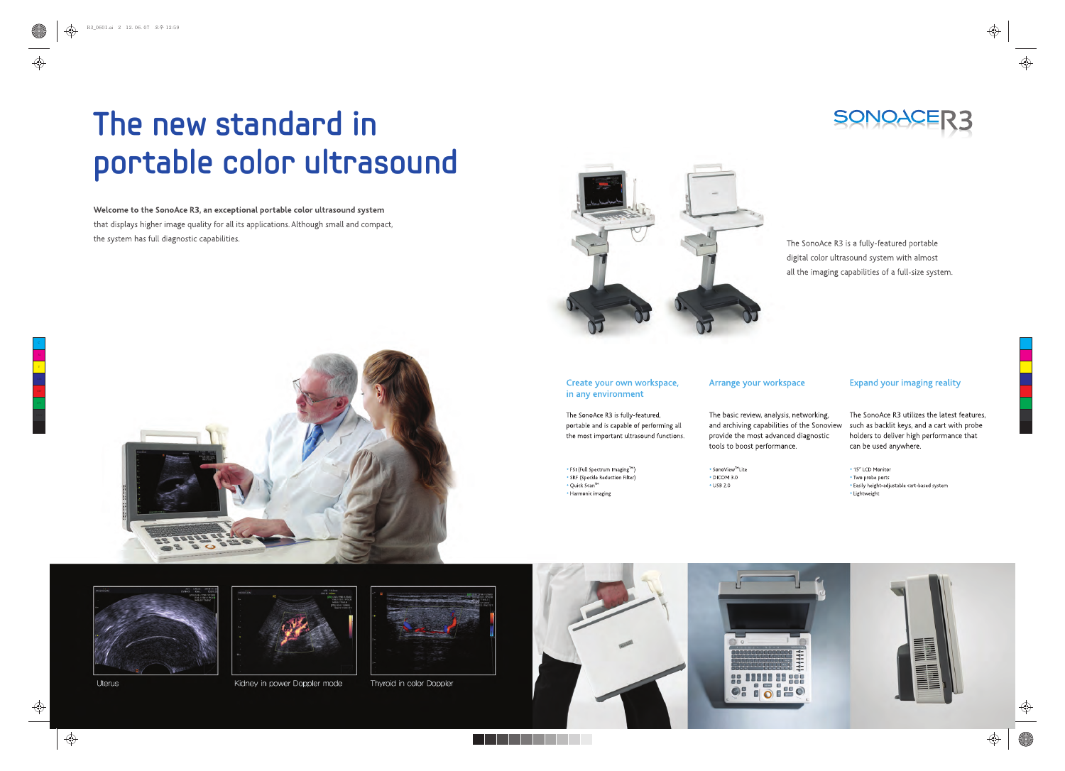# The new standard in portable color ultrasound

**Welcome to the SonoAce R3, an exceptional portable color ultrasound system** that displays higher image quality for all its applications. Although small and compact, the system has full diagnostic capabilities.

SONOACE R3

The SonoAce R3 is a fully-featured portable digital color ultrasound system with almost all the imaging capabilities of a full-size system.

## Create your own workspace, in any environment

The SonoAce R3 is fully-featured, portable and is capable of performing all the most important ultrasound functions.

- FSI (Full Spectrum Imaging™)
- SRF (Speckle Reduction Filter)
- Quick Scan™
- Harmonic imaging

## Arrange your workspace

The basic review, analysis, networking, and archiving capabilities of the Sonoview provide the most advanced diagnostic tools to boost performance.

- SonoView™Lite
- DICOM 3.0
- USB 2.0

## Expand your imaging reality

The SonoAce R3 utilizes the latest features, such as backlit keys, and a cart with probe holders to deliver high performance that can be used anywhere.

- 15" LCD Monitor
- Two probe ports
- Easily height-adjustable cart-based system
- Lightweight

Uterus

Kidney in power Doppler mode

Thyroid in color Doppler